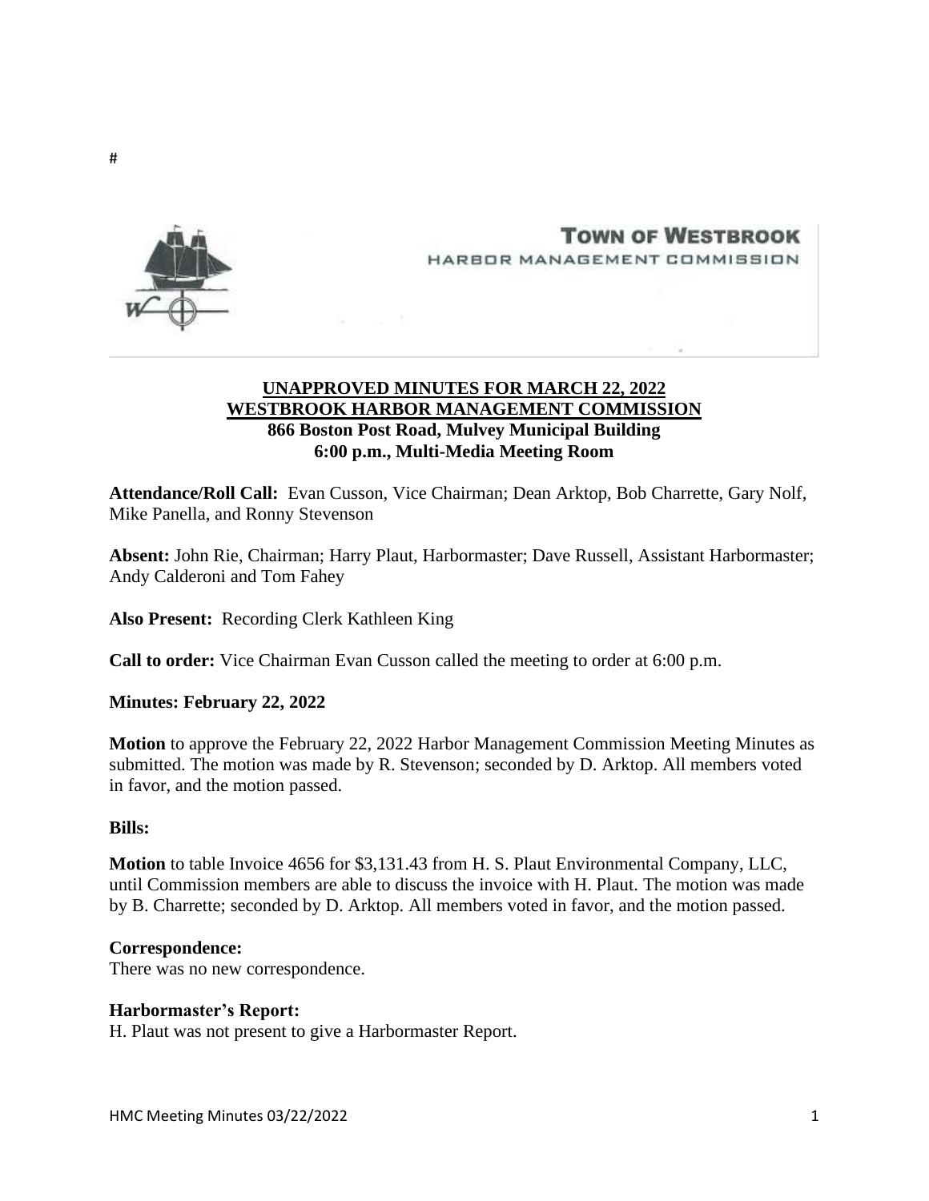#

**TOWN OF WESTBROOK**
HARBOR MANAGEMENT COMMISSION

**UNAPPROVED MINUTES FOR MARCH 22, 2022**
**WESTBROOK HARBOR MANAGEMENT COMMISSION**
**866 Boston Post Road, Mulvey Municipal Building**
**6:00 p.m., Multi-Media Meeting Room**

**Attendance/Roll Call:** Evan Cusson, Vice Chairman; Dean Arktop, Bob Charrette, Gary Nolf, Mike Panella, and Ronny Stevenson

**Absent:** John Rie, Chairman; Harry Plaut, Harbormaster; Dave Russell, Assistant Harbormaster; Andy Calderoni and Tom Fahey

**Also Present:** Recording Clerk Kathleen King

**Call to order:** Vice Chairman Evan Cusson called the meeting to order at 6:00 p.m.

**Minutes: February 22, 2022**

**Motion** to approve the February 22, 2022 Harbor Management Commission Meeting Minutes as submitted. The motion was made by R. Stevenson; seconded by D. Arktop. All members voted in favor, and the motion passed.

**Bills:**

**Motion** to table Invoice 4656 for $3,131.43 from H. S. Plaut Environmental Company, LLC, until Commission members are able to discuss the invoice with H. Plaut. The motion was made by B. Charrette; seconded by D. Arktop. All members voted in favor, and the motion passed.

**Correspondence:**
There was no new correspondence.

**Harbormaster's Report:**
H. Plaut was not present to give a Harbormaster Report.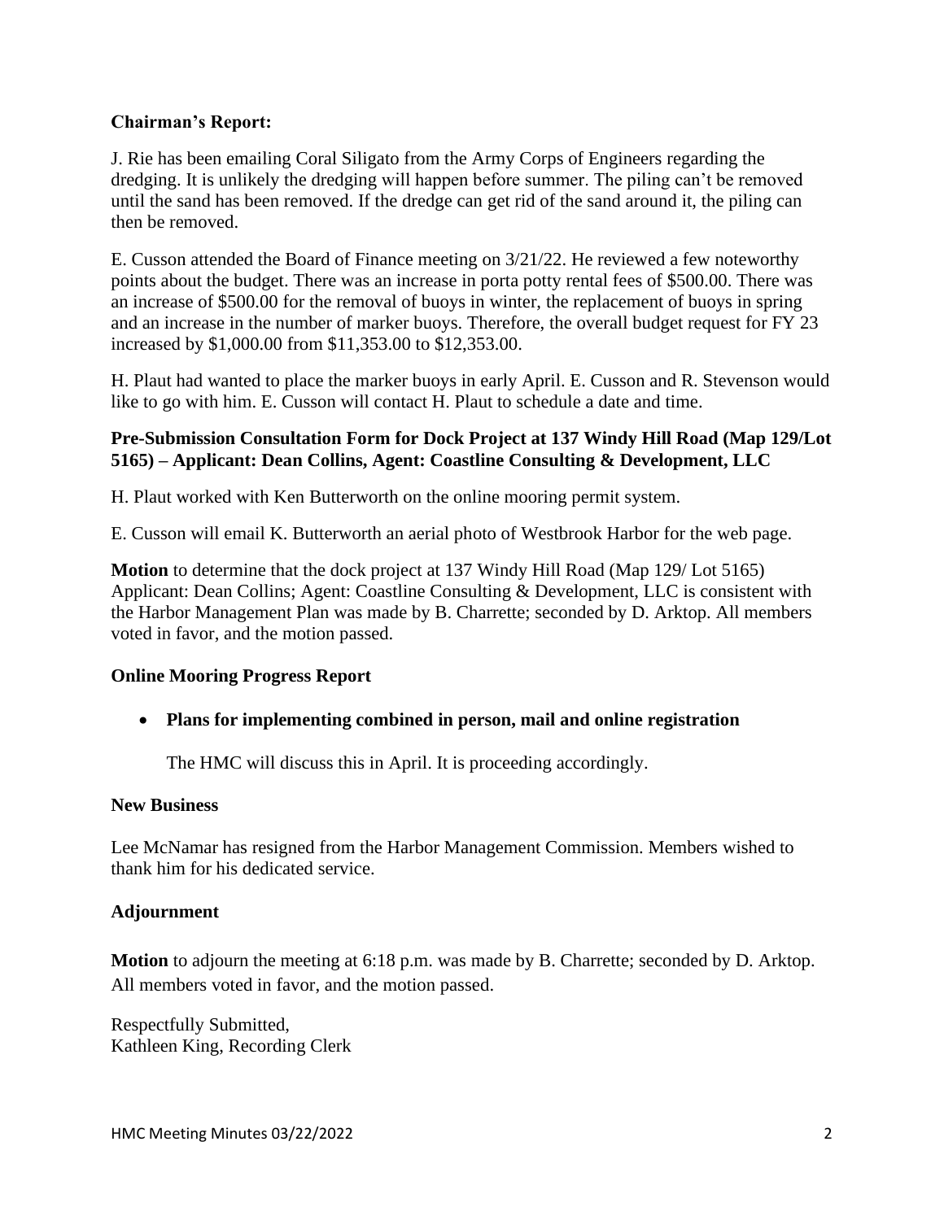**Chairman's Report:**

J. Rie has been emailing Coral Siligato from the Army Corps of Engineers regarding the dredging. It is unlikely the dredging will happen before summer. The piling can't be removed until the sand has been removed. If the dredge can get rid of the sand around it, the piling can then be removed.

E. Cusson attended the Board of Finance meeting on 3/21/22. He reviewed a few noteworthy points about the budget. There was an increase in porta potty rental fees of $500.00. There was an increase of $500.00 for the removal of buoys in winter, the replacement of buoys in spring and an increase in the number of marker buoys. Therefore, the overall budget request for FY 23 increased by $1,000.00 from $11,353.00 to $12,353.00.

H. Plaut had wanted to place the marker buoys in early April. E. Cusson and R. Stevenson would like to go with him. E. Cusson will contact H. Plaut to schedule a date and time.

**Pre-Submission Consultation Form for Dock Project at 137 Windy Hill Road (Map 129/Lot 5165) – Applicant: Dean Collins, Agent: Coastline Consulting & Development, LLC**

H. Plaut worked with Ken Butterworth on the online mooring permit system.

E. Cusson will email K. Butterworth an aerial photo of Westbrook Harbor for the web page.

**Motion** to determine that the dock project at 137 Windy Hill Road (Map 129/ Lot 5165) Applicant: Dean Collins; Agent: Coastline Consulting & Development, LLC is consistent with the Harbor Management Plan was made by B. Charrette; seconded by D. Arktop. All members voted in favor, and the motion passed.

**Online Mooring Progress Report**

- **Plans for implementing combined in person, mail and online registration**

  The HMC will discuss this in April. It is proceeding accordingly.

**New Business**

Lee McNamar has resigned from the Harbor Management Commission. Members wished to thank him for his dedicated service.

**Adjournment**

**Motion** to adjourn the meeting at 6:18 p.m. was made by B. Charrette; seconded by D. Arktop. All members voted in favor, and the motion passed.

Respectfully Submitted,
Kathleen King, Recording Clerk